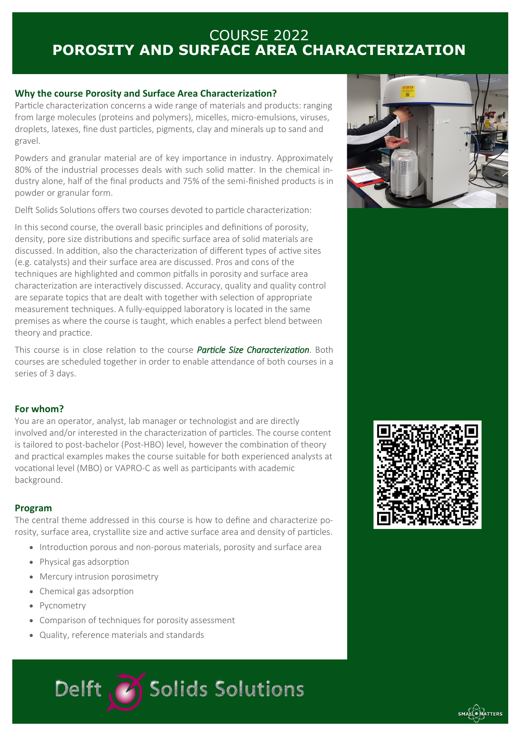# COURSE 2022
# POROSITY AND SURFACE AREA CHARACTERIZATION

## Why the course Porosity and Surface Area Characterization?

Particle characterization concerns a wide range of materials and products: ranging from large molecules (proteins and polymers), micelles, micro-emulsions, viruses, droplets, latexes, fine dust particles, pigments, clay and minerals up to sand and gravel.

Powders and granular material are of key importance in industry. Approximately 80% of the industrial processes deals with such solid matter. In the chemical industry alone, half of the final products and 75% of the semi-finished products is in powder or granular form.

Delft Solids Solutions offers two courses devoted to particle characterization:

In this second course, the overall basic principles and definitions of porosity, density, pore size distributions and specific surface area of solid materials are discussed. In addition, also the characterization of different types of active sites (e.g. catalysts) and their surface area are discussed. Pros and cons of the techniques are highlighted and common pitfalls in porosity and surface area characterization are interactively discussed. Accuracy, quality and quality control are separate topics that are dealt with together with selection of appropriate measurement techniques. A fully-equipped laboratory is located in the same premises as where the course is taught, which enables a perfect blend between theory and practice.

This course is in close relation to the course ***Particle Size Characterization***. Both courses are scheduled together in order to enable attendance of both courses in a series of 3 days.

## For whom?

You are an operator, analyst, lab manager or technologist and are directly involved and/or interested in the characterization of particles. The course content is tailored to post-bachelor (Post-HBO) level, however the combination of theory and practical examples makes the course suitable for both experienced analysts at vocational level (MBO) or VAPRO-C as well as participants with academic background.

## Program

The central theme addressed in this course is how to define and characterize porosity, surface area, crystallite size and active surface area and density of particles.

- Introduction porous and non-porous materials, porosity and surface area
- Physical gas adsorption
- Mercury intrusion porosimetry
- Chemical gas adsorption
- Pycnometry
- Comparison of techniques for porosity assessment
- Quality, reference materials and standards

Delft Solids Solutions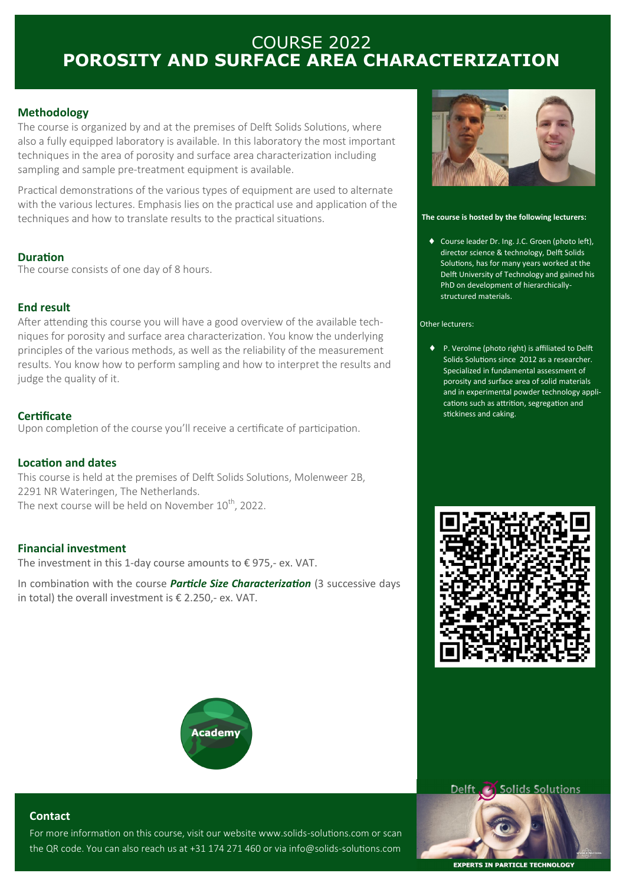# COURSE 2022
# POROSITY AND SURFACE AREA CHARACTERIZATION

## Methodology

The course is organized by and at the premises of Delft Solids Solutions, where also a fully equipped laboratory is available. In this laboratory the most important techniques in the area of porosity and surface area characterization including sampling and sample pre-treatment equipment is available.

Practical demonstrations of the various types of equipment are used to alternate with the various lectures. Emphasis lies on the practical use and application of the techniques and how to translate results to the practical situations.

## Duration

The course consists of one day of 8 hours.

## End result

After attending this course you will have a good overview of the available techniques for porosity and surface area characterization. You know the underlying principles of the various methods, as well as the reliability of the measurement results. You know how to perform sampling and how to interpret the results and judge the quality of it.

## Certificate

Upon completion of the course you'll receive a certificate of participation.

## Location and dates

This course is held at the premises of Delft Solids Solutions, Molenweer 2B, 2291 NR Wateringen, The Netherlands.
The next course will be held on November 10th, 2022.

## Financial investment

The investment in this 1-day course amounts to € 975,- ex. VAT.

In combination with the course ***Particle Size Characterization*** (3 successive days in total) the overall investment is € 2.250,- ex. VAT.

**The course is hosted by the following lecturers:**

- Course leader Dr. Ing. J.C. Groen (photo left), director science & technology, Delft Solids Solutions, has for many years worked at the Delft University of Technology and gained his PhD on development of hierarchically-structured materials.

Other lecturers:

- P. Verolme (photo right) is affiliated to Delft Solids Solutions since 2012 as a researcher. Specialized in fundamental assessment of porosity and surface area of solid materials and in experimental powder technology applications such as attrition, segregation and caking.

Academy

Delft Solids Solutions

EXPERTS IN PARTICLE TECHNOLOGY

## Contact

For more information on this course, visit our website www.solids-solutions.com or scan the QR code. You can also reach us at +31 174 271 460 or via info@solids-solutions.com